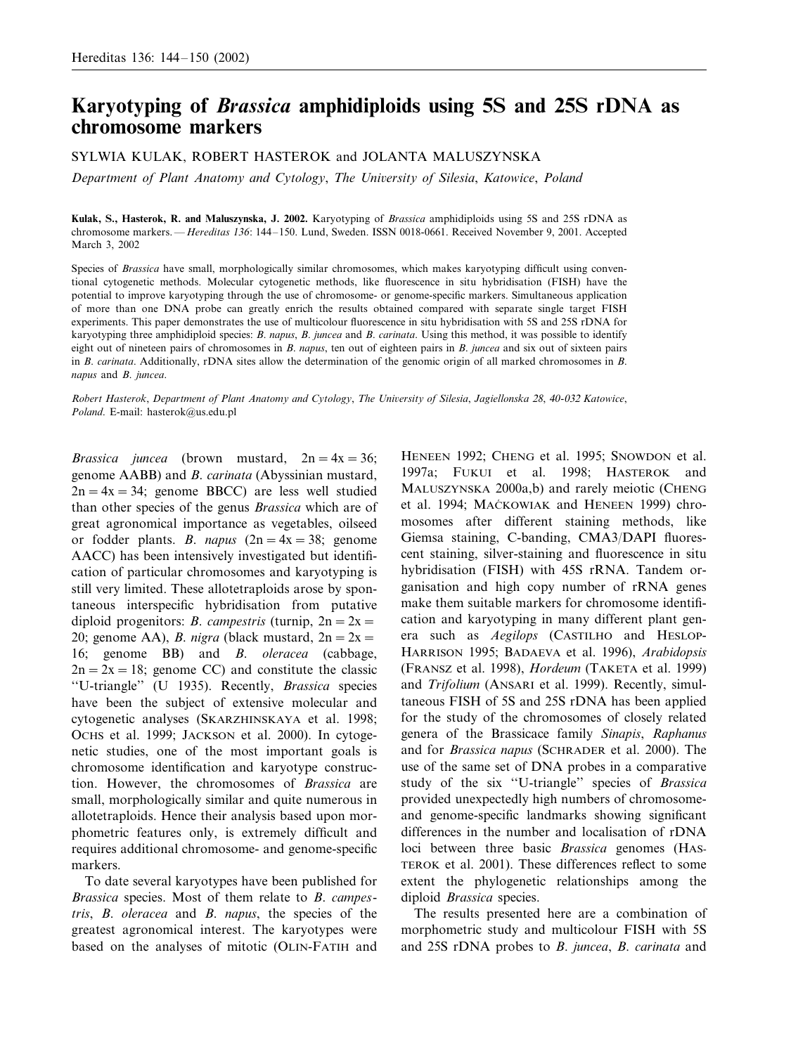# Karyotyping of *Brassica* amphidiploids using 5S and 25S rDNA as chromosome markers

SYLWIA KULAK, ROBERT HASTEROK and JOLANTA MALUSZYNSKA

*Department of Plant Anatomy and Cytology, The University of Silesia, Katowice, Poland*

**Kulak, S., Hasterok, R. and Maluszynska, J. 2002.** Karyotyping of *Brassica* amphidiploids using 5S and 25S rDNA as chromosome markers. — *Hereditas 136*: 144–150. Lund, Sweden. ISSN 0018-0661. Received November 9, 2001. Accepted March 3, 2002

Species of *Brassica* have small, morphologically similar chromosomes, which makes karyotyping difficult using conventional cytogenetic methods. Molecular cytogenetic methods, like fluorescence in situ hybridisation (FISH) have the potential to improve karyotyping through the use of chromosome- or genome-specific markers. Simultaneous application of more than one DNA probe can greatly enrich the results obtained compared with separate single target FISH experiments. This paper demonstrates the use of multicolour fluorescence in situ hybridisation with 5S and 25S rDNA for karyotyping three amphidiploid species: *B. napus*, *B. juncea* and *B. carinata*. Using this method, it was possible to identify eight out of nineteen pairs of chromosomes in *B. napus*, ten out of eighteen pairs in *B. juncea* and six out of sixteen pairs in *B. carinata*. Additionally, rDNA sites allow the determination of the genomic origin of all marked chromosomes in *B. napus* and *B. juncea*.

*Robert Hasterok, Department of Plant Anatomy and Cytology, The University of Silesia, Jagiellonska 28, 40-032 Katowice, Poland.* E-mail: hasterok@us.edu.pl

*Brassica juncea* (brown mustard, $2n = 4x = 36$; genome AABB) and *B. carinata* (Abyssinian mustard, $2n = 4x = 34$; genome BBCC) are less well studied than other species of the genus *Brassica* which are of great agronomical importance as vegetables, oilseed or fodder plants. *B. napus* ($2n = 4x = 38$; genome AACC) has been intensively investigated but identification of particular chromosomes and karyotyping is still very limited. These allotetraploids arose by spontaneous interspecific hybridisation from putative diploid progenitors: *B. campestris* (turnip, $2n = 2x = 20$; genome AA), *B. nigra* (black mustard, $2n = 2x = 16$; genome BB) and *B. oleracea* (cabbage, $2n = 2x = 18$; genome CC) and constitute the classic "U-triangle" (U 1935). Recently, *Brassica* species have been the subject of extensive molecular and cytogenetic analyses (SKARZHINSKAYA et al. 1998; OCHS et al. 1999; JACKSON et al. 2000). In cytogenetic studies, one of the most important goals is chromosome identification and karyotype construction. However, the chromosomes of *Brassica* are small, morphologically similar and quite numerous in allotetraploids. Hence their analysis based upon morphometric features only, is extremely difficult and requires additional chromosome- and genome-specific markers.

To date several karyotypes have been published for *Brassica* species. Most of them relate to *B. campestris*, *B. oleracea* and *B. napus*, the species of the greatest agronomical interest. The karyotypes were based on the analyses of mitotic (OLIN-FATIH and HENEEN 1992; CHENG et al. 1995; SNOWDON et al. 1997a; FUKUI et al. 1998; HASTEROK and MALUSZYNSKA 2000a,b) and rarely meiotic (CHENG et al. 1994; MAĆKOWIAK and HENEEN 1999) chromosomes after different staining methods, like Giemsa staining, C-banding, CMA3/DAPI fluorescent staining, silver-staining and fluorescence in situ hybridisation (FISH) with 45S rRNA. Tandem organisation and high copy number of rRNA genes make them suitable markers for chromosome identification and karyotyping in many different plant genera such as *Aegilops* (CASTILHO and HESLOP-HARRISON 1995; BADAEVA et al. 1996), *Arabidopsis* (FRANSZ et al. 1998), *Hordeum* (TAKETA et al. 1999) and *Trifolium* (ANSARI et al. 1999). Recently, simultaneous FISH of 5S and 25S rDNA has been applied for the study of the chromosomes of closely related genera of the Brassicace family *Sinapis*, *Raphanus* and for *Brassica napus* (SCHRADER et al. 2000). The use of the same set of DNA probes in a comparative study of the six "U-triangle" species of *Brassica* provided unexpectedly high numbers of chromosome- and genome-specific landmarks showing significant differences in the number and localisation of rDNA loci between three basic *Brassica* genomes (HASTEROK et al. 2001). These differences reflect to some extent the phylogenetic relationships among the diploid *Brassica* species.

The results presented here are a combination of morphometric study and multicolour FISH with 5S and 25S rDNA probes to *B. juncea*, *B. carinata* and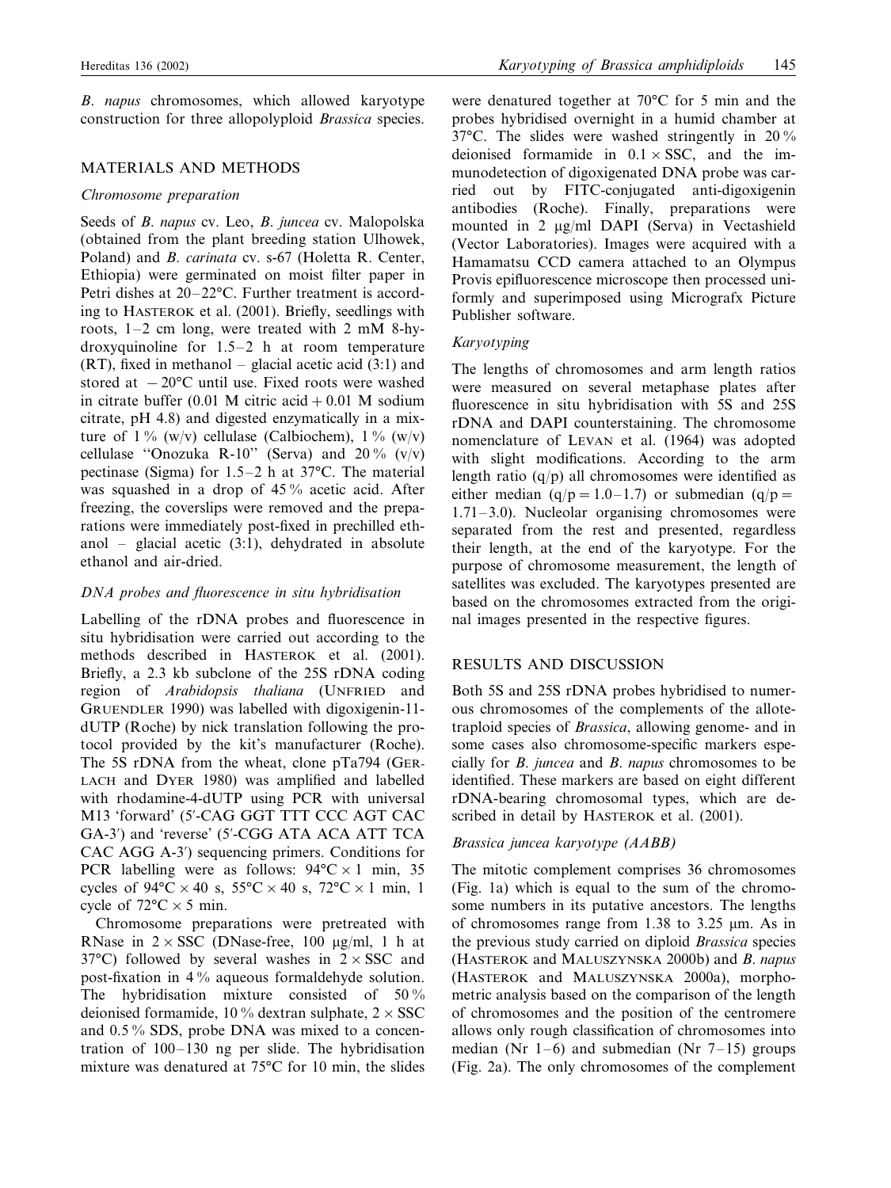*B. napus* chromosomes, which allowed karyotype construction for three allopolyploid *Brassica* species.

## MATERIALS AND METHODS

### *Chromosome preparation*

Seeds of *B. napus* cv. Leo, *B. juncea* cv. Malopolska (obtained from the plant breeding station Ulhowek, Poland) and *B. carinata* cv. s-67 (Holetta R. Center, Ethiopia) were germinated on moist filter paper in Petri dishes at 20–22°C. Further treatment is according to HASTEROK et al. (2001). Briefly, seedlings with roots, 1–2 cm long, were treated with 2 mM 8-hydroxyquinoline for 1.5–2 h at room temperature (RT), fixed in methanol – glacial acetic acid (3:1) and stored at −20°C until use. Fixed roots were washed in citrate buffer (0.01 M citric acid + 0.01 M sodium citrate, pH 4.8) and digested enzymatically in a mixture of 1 % (w/v) cellulase (Calbiochem), 1 % (w/v) cellulase "Onozuka R-10" (Serva) and 20 % (v/v) pectinase (Sigma) for 1.5–2 h at 37°C. The material was squashed in a drop of 45 % acetic acid. After freezing, the coverslips were removed and the preparations were immediately post-fixed in prechilled ethanol – glacial acetic (3:1), dehydrated in absolute ethanol and air-dried.

### *DNA probes and fluorescence in situ hybridisation*

Labelling of the rDNA probes and fluorescence in situ hybridisation were carried out according to the methods described in HASTEROK et al. (2001). Briefly, a 2.3 kb subclone of the 25S rDNA coding region of *Arabidopsis thaliana* (UNFRIED and GRUENDLER 1990) was labelled with digoxigenin-11-dUTP (Roche) by nick translation following the protocol provided by the kit's manufacturer (Roche). The 5S rDNA from the wheat, clone pTa794 (GERLACH and DYER 1980) was amplified and labelled with rhodamine-4-dUTP using PCR with universal M13 'forward' (5′-CAG GGT TTT CCC AGT CAC GA-3′) and 'reverse' (5′-CGG ATA ACA ATT TCA CAC AGG A-3′) sequencing primers. Conditions for PCR labelling were as follows: 94°C × 1 min, 35 cycles of 94°C × 40 s, 55°C × 40 s, 72°C × 1 min, 1 cycle of 72°C × 5 min.

Chromosome preparations were pretreated with RNase in 2 × SSC (DNase-free, 100 μg/ml, 1 h at 37°C) followed by several washes in 2 × SSC and post-fixation in 4 % aqueous formaldehyde solution. The hybridisation mixture consisted of 50 % deionised formamide, 10 % dextran sulphate, 2 × SSC and 0.5 % SDS, probe DNA was mixed to a concentration of 100–130 ng per slide. The hybridisation mixture was denatured at 75°C for 10 min, the slides were denatured together at 70°C for 5 min and the probes hybridised overnight in a humid chamber at 37°C. The slides were washed stringently in 20 % deionised formamide in 0.1 × SSC, and the immunodetection of digoxigenated DNA probe was carried out by FITC-conjugated anti-digoxigenin antibodies (Roche). Finally, preparations were mounted in 2 μg/ml DAPI (Serva) in Vectashield (Vector Laboratories). Images were acquired with a Hamamatsu CCD camera attached to an Olympus Provis epifluorescence microscope then processed uniformly and superimposed using Micrografx Picture Publisher software.

### *Karyotyping*

The lengths of chromosomes and arm length ratios were measured on several metaphase plates after fluorescence in situ hybridisation with 5S and 25S rDNA and DAPI counterstaining. The chromosome nomenclature of LEVAN et al. (1964) was adopted with slight modifications. According to the arm length ratio (q/p) all chromosomes were identified as either median (q/p = 1.0–1.7) or submedian (q/p = 1.71–3.0). Nucleolar organising chromosomes were separated from the rest and presented, regardless their length, at the end of the karyotype. For the purpose of chromosome measurement, the length of satellites was excluded. The karyotypes presented are based on the chromosomes extracted from the original images presented in the respective figures.

## RESULTS AND DISCUSSION

Both 5S and 25S rDNA probes hybridised to numerous chromosomes of the complements of the allotetraploid species of *Brassica*, allowing genome- and in some cases also chromosome-specific markers especially for *B. juncea* and *B. napus* chromosomes to be identified. These markers are based on eight different rDNA-bearing chromosomal types, which are described in detail by HASTEROK et al. (2001).

### *Brassica juncea karyotype (AABB)*

The mitotic complement comprises 36 chromosomes (Fig. 1a) which is equal to the sum of the chromosome numbers in its putative ancestors. The lengths of chromosomes range from 1.38 to 3.25 μm. As in the previous study carried on diploid *Brassica* species (HASTEROK and MALUSZYNSKA 2000b) and *B. napus* (HASTEROK and MALUSZYNSKA 2000a), morphometric analysis based on the comparison of the length of chromosomes and the position of the centromere allows only rough classification of chromosomes into median (Nr 1–6) and submedian (Nr 7–15) groups (Fig. 2a). The only chromosomes of the complement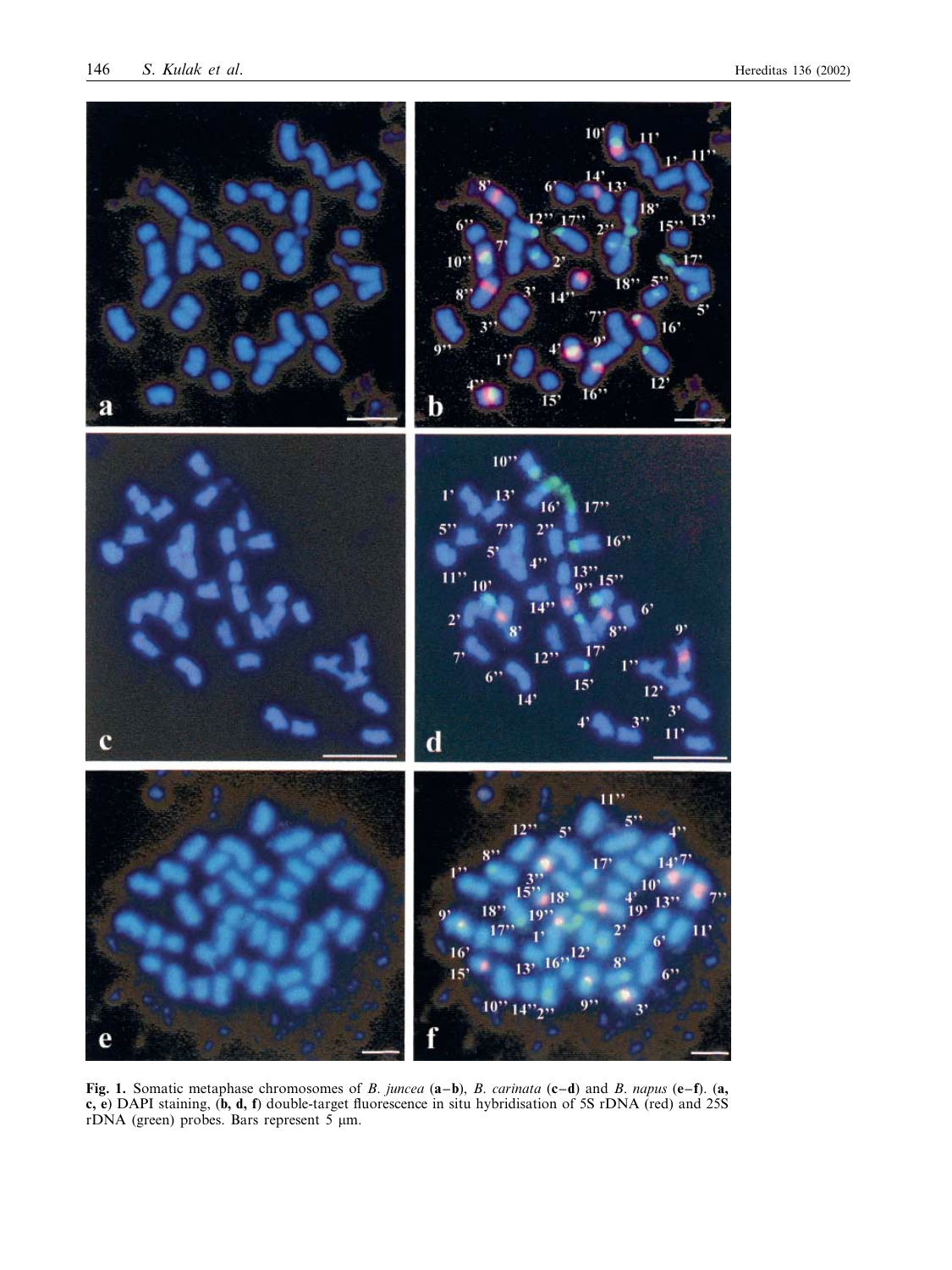**Fig. 1.** Somatic metaphase chromosomes of *B. juncea* (**a–b**), *B. carinata* (**c–d**) and *B. napus* (**e–f**). (**a, c, e**) DAPI staining, (**b, d, f**) double-target fluorescence in situ hybridisation of 5S rDNA (red) and 25S rDNA (green) probes. Bars represent 5 μm.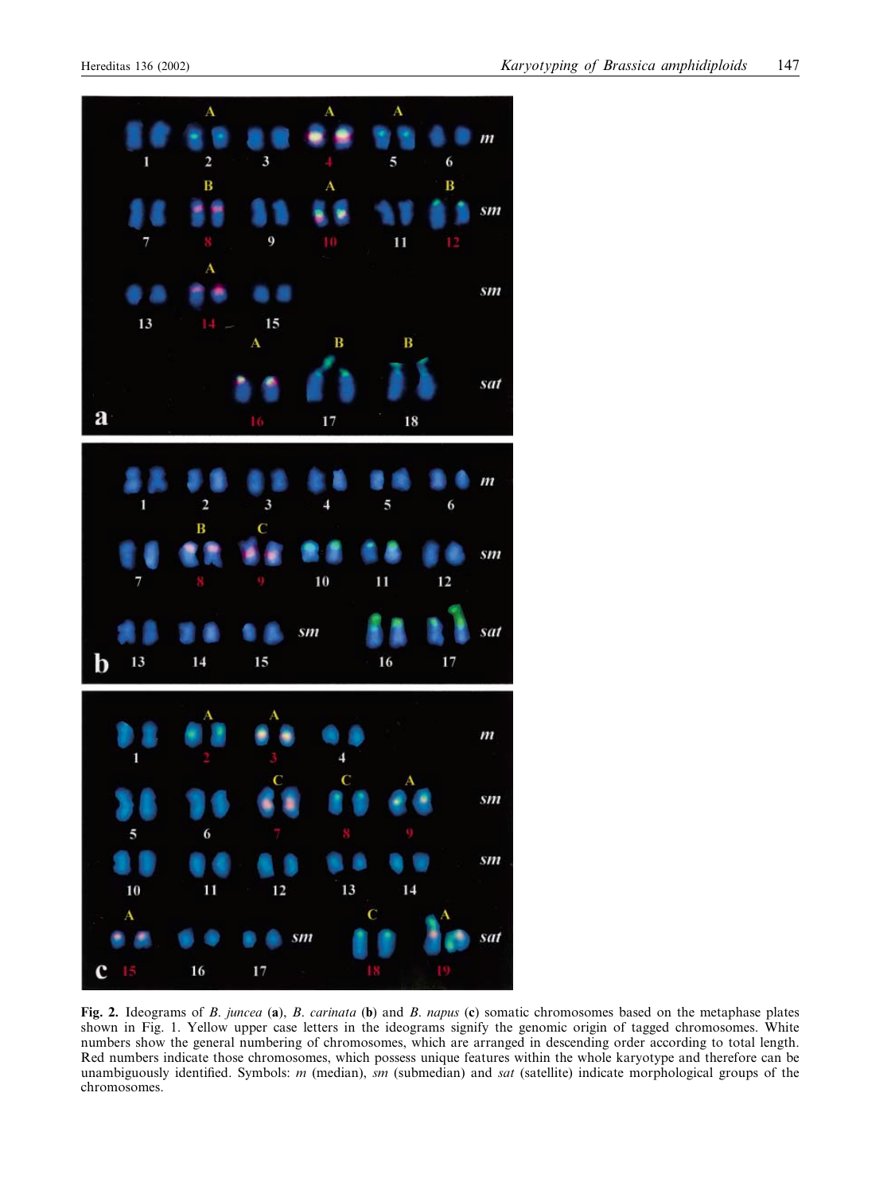**Fig. 2.** Ideograms of *B. juncea* (**a**), *B. carinata* (**b**) and *B. napus* (**c**) somatic chromosomes based on the metaphase plates shown in Fig. 1. Yellow upper case letters in the ideograms signify the genomic origin of tagged chromosomes. White numbers show the general numbering of chromosomes, which are arranged in descending order according to total length. Red numbers indicate those chromosomes, which possess unique features within the whole karyotype and therefore can be unambiguously identified. Symbols: *m* (median), *sm* (submedian) and *sat* (satellite) indicate morphological groups of the chromosomes.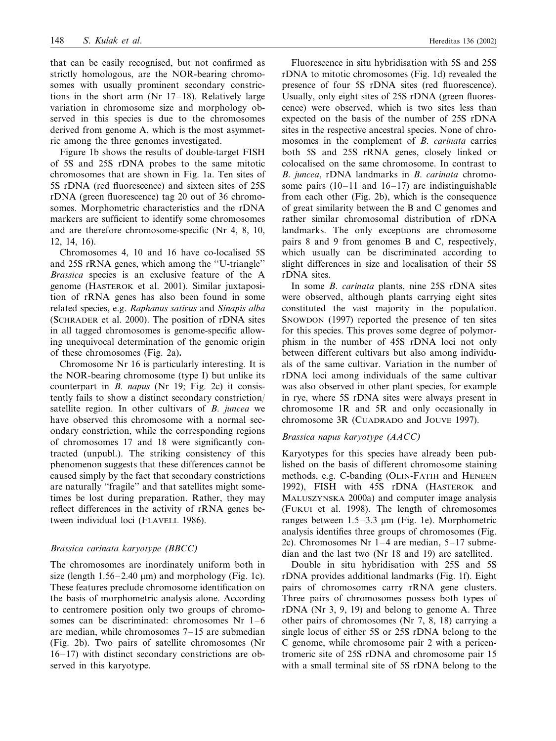that can be easily recognised, but not confirmed as strictly homologous, are the NOR-bearing chromosomes with usually prominent secondary constrictions in the short arm (Nr 17–18). Relatively large variation in chromosome size and morphology observed in this species is due to the chromosomes derived from genome A, which is the most asymmetric among the three genomes investigated.

Figure 1b shows the results of double-target FISH of 5S and 25S rDNA probes to the same mitotic chromosomes that are shown in Fig. 1a. Ten sites of 5S rDNA (red fluorescence) and sixteen sites of 25S rDNA (green fluorescence) tag 20 out of 36 chromosomes. Morphometric characteristics and the rDNA markers are sufficient to identify some chromosomes and are therefore chromosome-specific (Nr 4, 8, 10, 12, 14, 16).

Chromosomes 4, 10 and 16 have co-localised 5S and 25S rRNA genes, which among the "U-triangle" *Brassica* species is an exclusive feature of the A genome (Hasterok et al. 2001). Similar juxtaposition of rRNA genes has also been found in some related species, e.g. *Raphanus sativus* and *Sinapis alba* (Schrader et al. 2000). The position of rDNA sites in all tagged chromosomes is genome-specific allowing unequivocal determination of the genomic origin of these chromosomes (Fig. 2a).

Chromosome Nr 16 is particularly interesting. It is the NOR-bearing chromosome (type I) but unlike its counterpart in *B. napus* (Nr 19; Fig. 2c) it consistently fails to show a distinct secondary constriction/satellite region. In other cultivars of *B. juncea* we have observed this chromosome with a normal secondary constriction, while the corresponding regions of chromosomes 17 and 18 were significantly contracted (unpubl.). The striking consistency of this phenomenon suggests that these differences cannot be caused simply by the fact that secondary constrictions are naturally "fragile" and that satellites might sometimes be lost during preparation. Rather, they may reflect differences in the activity of rRNA genes between individual loci (Flavell 1986).

### *Brassica carinata* karyotype (BBCC)

The chromosomes are inordinately uniform both in size (length 1.56–2.40 μm) and morphology (Fig. 1c). These features preclude chromosome identification on the basis of morphometric analysis alone. According to centromere position only two groups of chromosomes can be discriminated: chromosomes Nr 1–6 are median, while chromosomes 7–15 are submedian (Fig. 2b). Two pairs of satellite chromosomes (Nr 16–17) with distinct secondary constrictions are observed in this karyotype.

Fluorescence in situ hybridisation with 5S and 25S rDNA to mitotic chromosomes (Fig. 1d) revealed the presence of four 5S rDNA sites (red fluorescence). Usually, only eight sites of 25S rDNA (green fluorescence) were observed, which is two sites less than expected on the basis of the number of 25S rDNA sites in the respective ancestral species. None of chromosomes in the complement of *B. carinata* carries both 5S and 25S rRNA genes, closely linked or colocalised on the same chromosome. In contrast to *B. juncea*, rDNA landmarks in *B. carinata* chromosome pairs (10–11 and 16–17) are indistinguishable from each other (Fig. 2b), which is the consequence of great similarity between the B and C genomes and rather similar chromosomal distribution of rDNA landmarks. The only exceptions are chromosome pairs 8 and 9 from genomes B and C, respectively, which usually can be discriminated according to slight differences in size and localisation of their 5S rDNA sites.

In some *B. carinata* plants, nine 25S rDNA sites were observed, although plants carrying eight sites constituted the vast majority in the population. Snowdon (1997) reported the presence of ten sites for this species. This proves some degree of polymorphism in the number of 45S rDNA loci not only between different cultivars but also among individuals of the same cultivar. Variation in the number of rDNA loci among individuals of the same cultivar was also observed in other plant species, for example in rye, where 5S rDNA sites were always present in chromosome 1R and 5R and only occasionally in chromosome 3R (Cuadrado and Jouve 1997).

### *Brassica napus* karyotype (AACC)

Karyotypes for this species have already been published on the basis of different chromosome staining methods, e.g. C-banding (Olin-Fatih and Heneen 1992), FISH with 45S rDNA (Hasterok and Maluszynska 2000a) and computer image analysis (Fukui et al. 1998). The length of chromosomes ranges between 1.5–3.3 μm (Fig. 1e). Morphometric analysis identifies three groups of chromosomes (Fig. 2c). Chromosomes Nr 1–4 are median, 5–17 submedian and the last two (Nr 18 and 19) are satellited.

Double in situ hybridisation with 25S and 5S rDNA provides additional landmarks (Fig. 1f). Eight pairs of chromosomes carry rRNA gene clusters. Three pairs of chromosomes possess both types of rDNA (Nr 3, 9, 19) and belong to genome A. Three other pairs of chromosomes (Nr 7, 8, 18) carrying a single locus of either 5S or 25S rDNA belong to the C genome, while chromosome pair 2 with a pericentromeric site of 25S rDNA and chromosome pair 15 with a small terminal site of 5S rDNA belong to the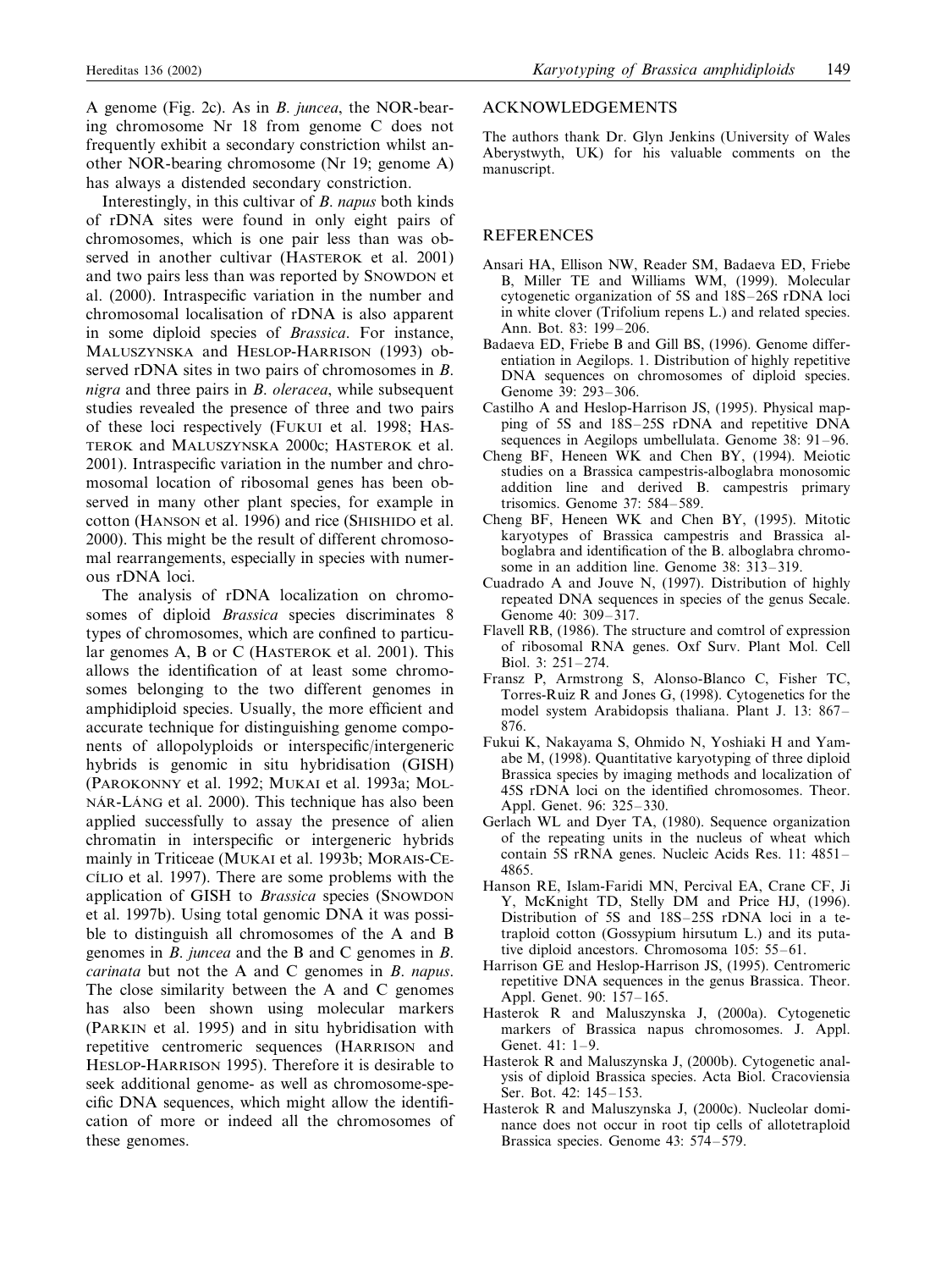A genome (Fig. 2c). As in *B. juncea*, the NOR-bearing chromosome Nr 18 from genome C does not frequently exhibit a secondary constriction whilst another NOR-bearing chromosome (Nr 19; genome A) has always a distended secondary constriction.

Interestingly, in this cultivar of *B. napus* both kinds of rDNA sites were found in only eight pairs of chromosomes, which is one pair less than was observed in another cultivar (HASTEROK et al. 2001) and two pairs less than was reported by SNOWDON et al. (2000). Intraspecific variation in the number and chromosomal localisation of rDNA is also apparent in some diploid species of *Brassica*. For instance, MALUSZYNSKA and HESLOP-HARRISON (1993) observed rDNA sites in two pairs of chromosomes in *B. nigra* and three pairs in *B. oleracea*, while subsequent studies revealed the presence of three and two pairs of these loci respectively (FUKUI et al. 1998; HASTEROK and MALUSZYNSKA 2000c; HASTEROK et al. 2001). Intraspecific variation in the number and chromosomal location of ribosomal genes has been observed in many other plant species, for example in cotton (HANSON et al. 1996) and rice (SHISHIDO et al. 2000). This might be the result of different chromosomal rearrangements, especially in species with numerous rDNA loci.

The analysis of rDNA localization on chromosomes of diploid *Brassica* species discriminates 8 types of chromosomes, which are confined to particular genomes A, B or C (HASTEROK et al. 2001). This allows the identification of at least some chromosomes belonging to the two different genomes in amphidiploid species. Usually, the more efficient and accurate technique for distinguishing genome components of allopolyploids or interspecific/intergeneric hybrids is genomic in situ hybridisation (GISH) (PAROKONNY et al. 1992; MUKAI et al. 1993a; MOLNÁR-LÁNG et al. 2000). This technique has also been applied successfully to assay the presence of alien chromatin in interspecific or intergeneric hybrids mainly in Triticeae (MUKAI et al. 1993b; MORAIS-CECÍLIO et al. 1997). There are some problems with the application of GISH to *Brassica* species (SNOWDON et al. 1997b). Using total genomic DNA it was possible to distinguish all chromosomes of the A and B genomes in *B. juncea* and the B and C genomes in *B. carinata* but not the A and C genomes in *B. napus*. The close similarity between the A and C genomes has also been shown using molecular markers (PARKIN et al. 1995) and in situ hybridisation with repetitive centromeric sequences (HARRISON and HESLOP-HARRISON 1995). Therefore it is desirable to seek additional genome- as well as chromosome-specific DNA sequences, which might allow the identification of more or indeed all the chromosomes of these genomes.

## ACKNOWLEDGEMENTS

The authors thank Dr. Glyn Jenkins (University of Wales Aberystwyth, UK) for his valuable comments on the manuscript.

## REFERENCES

Ansari HA, Ellison NW, Reader SM, Badaeva ED, Friebe B, Miller TE and Williams WM, (1999). Molecular cytogenetic organization of 5S and 18S–26S rDNA loci in white clover (Trifolium repens L.) and related species. Ann. Bot. 83: 199–206.

Badaeva ED, Friebe B and Gill BS, (1996). Genome differentiation in Aegilops. 1. Distribution of highly repetitive DNA sequences on chromosomes of diploid species. Genome 39: 293–306.

Castilho A and Heslop-Harrison JS, (1995). Physical mapping of 5S and 18S–25S rDNA and repetitive DNA sequences in Aegilops umbellulata. Genome 38: 91–96.

Cheng BF, Heneen WK and Chen BY, (1994). Meiotic studies on a Brassica campestris-alboglabra monosomic addition line and derived B. campestris primary trisomics. Genome 37: 584–589.

Cheng BF, Heneen WK and Chen BY, (1995). Mitotic karyotypes of Brassica campestris and Brassica alboglabra and identification of the B. alboglabra chromosome in an addition line. Genome 38: 313–319.

Cuadrado A and Jouve N, (1997). Distribution of highly repeated DNA sequences in species of the genus Secale. Genome 40: 309–317.

Flavell RB, (1986). The structure and comtrol of expression of ribosomal RNA genes. Oxf Surv. Plant Mol. Cell Biol. 3: 251–274.

Fransz P, Armstrong S, Alonso-Blanco C, Fisher TC, Torres-Ruiz R and Jones G, (1998). Cytogenetics for the model system Arabidopsis thaliana. Plant J. 13: 867–876.

Fukui K, Nakayama S, Ohmido N, Yoshiaki H and Yamabe M, (1998). Quantitative karyotyping of three diploid Brassica species by imaging methods and localization of 45S rDNA loci on the identified chromosomes. Theor. Appl. Genet. 96: 325–330.

Gerlach WL and Dyer TA, (1980). Sequence organization of the repeating units in the nucleus of wheat which contain 5S rRNA genes. Nucleic Acids Res. 11: 4851–4865.

Hanson RE, Islam-Faridi MN, Percival EA, Crane CF, Ji Y, McKnight TD, Stelly DM and Price HJ, (1996). Distribution of 5S and 18S–25S rDNA loci in a tetraploid cotton (Gossypium hirsutum L.) and its putative diploid ancestors. Chromosoma 105: 55–61.

Harrison GE and Heslop-Harrison JS, (1995). Centromeric repetitive DNA sequences in the genus Brassica. Theor. Appl. Genet. 90: 157–165.

Hasterok R and Maluszynska J, (2000a). Cytogenetic markers of Brassica napus chromosomes. J. Appl. Genet. 41: 1–9.

Hasterok R and Maluszynska J, (2000b). Cytogenetic analysis of diploid Brassica species. Acta Biol. Cracoviensia Ser. Bot. 42: 145–153.

Hasterok R and Maluszynska J, (2000c). Nucleolar dominance does not occur in root tip cells of allotetraploid Brassica species. Genome 43: 574–579.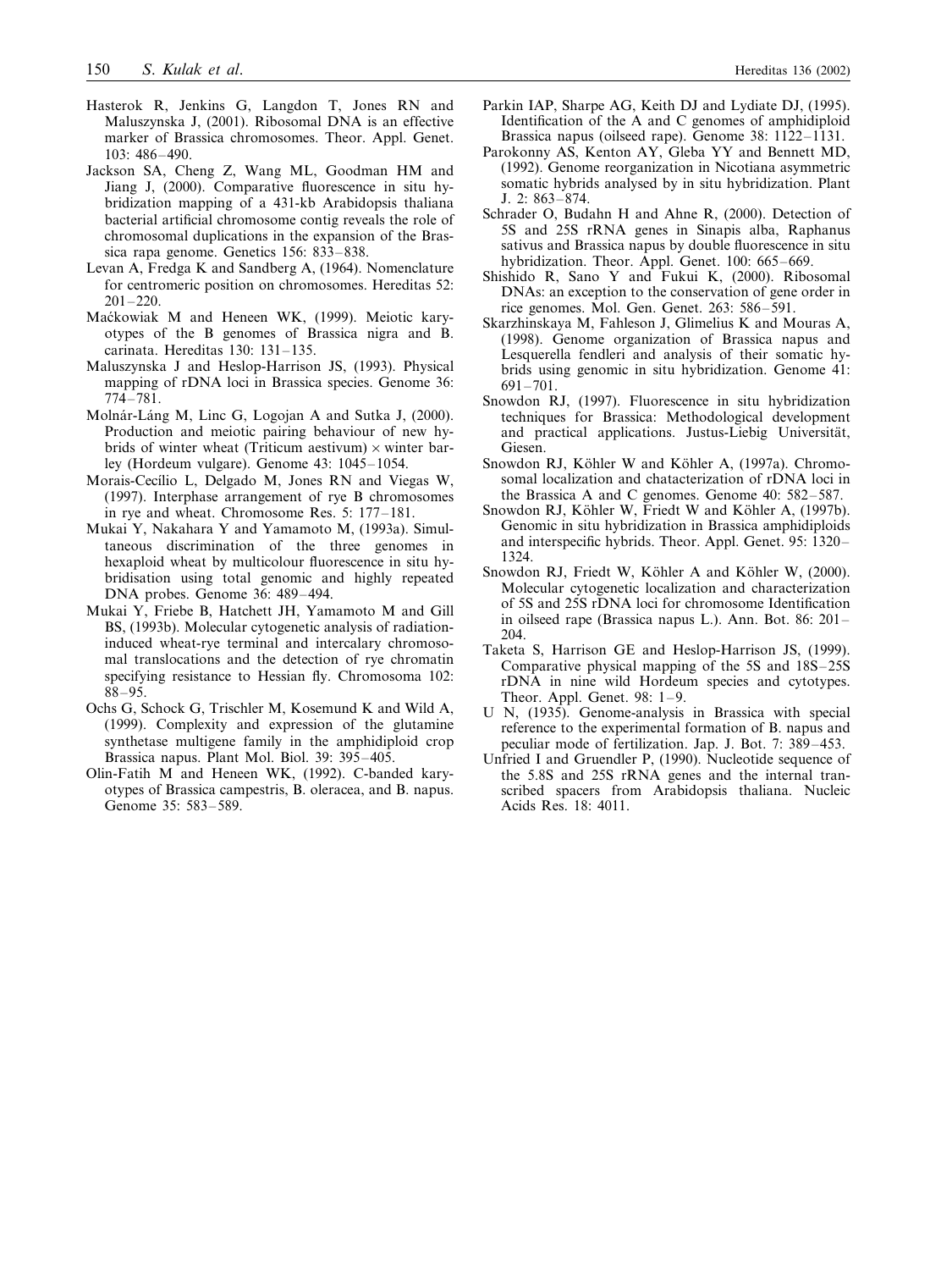Hasterok R, Jenkins G, Langdon T, Jones RN and Maluszynska J, (2001). Ribosomal DNA is an effective marker of Brassica chromosomes. Theor. Appl. Genet. 103: 486–490.

Jackson SA, Cheng Z, Wang ML, Goodman HM and Jiang J, (2000). Comparative fluorescence in situ hybridization mapping of a 431-kb Arabidopsis thaliana bacterial artificial chromosome contig reveals the role of chromosomal duplications in the expansion of the Brassica rapa genome. Genetics 156: 833–838.

Levan A, Fredga K and Sandberg A, (1964). Nomenclature for centromeric position on chromosomes. Hereditas 52: 201–220.

Maćkowiak M and Heneen WK, (1999). Meiotic karyotypes of the B genomes of Brassica nigra and B. carinata. Hereditas 130: 131–135.

Maluszynska J and Heslop-Harrison JS, (1993). Physical mapping of rDNA loci in Brassica species. Genome 36: 774–781.

Molnár-Láng M, Linc G, Logojan A and Sutka J, (2000). Production and meiotic pairing behaviour of new hybrids of winter wheat (Triticum aestivum) × winter barley (Hordeum vulgare). Genome 43: 1045–1054.

Morais-Cecílio L, Delgado M, Jones RN and Viegas W, (1997). Interphase arrangement of rye B chromosomes in rye and wheat. Chromosome Res. 5: 177–181.

Mukai Y, Nakahara Y and Yamamoto M, (1993a). Simultaneous discrimination of the three genomes in hexaploid wheat by multicolour fluorescence in situ hybridisation using total genomic and highly repeated DNA probes. Genome 36: 489–494.

Mukai Y, Friebe B, Hatchett JH, Yamamoto M and Gill BS, (1993b). Molecular cytogenetic analysis of radiation-induced wheat-rye terminal and intercalary chromosomal translocations and the detection of rye chromatin specifying resistance to Hessian fly. Chromosoma 102: 88–95.

Ochs G, Schock G, Trischler M, Kosemund K and Wild A, (1999). Complexity and expression of the glutamine synthetase multigene family in the amphidiploid crop Brassica napus. Plant Mol. Biol. 39: 395–405.

Olin-Fatih M and Heneen WK, (1992). C-banded karyotypes of Brassica campestris, B. oleracea, and B. napus. Genome 35: 583–589.

Parkin IAP, Sharpe AG, Keith DJ and Lydiate DJ, (1995). Identification of the A and C genomes of amphidiploid Brassica napus (oilseed rape). Genome 38: 1122–1131.

Parokonny AS, Kenton AY, Gleba YY and Bennett MD, (1992). Genome reorganization in Nicotiana asymmetric somatic hybrids analysed by in situ hybridization. Plant J. 2: 863–874.

Schrader O, Budahn H and Ahne R, (2000). Detection of 5S and 25S rRNA genes in Sinapis alba, Raphanus sativus and Brassica napus by double fluorescence in situ hybridization. Theor. Appl. Genet. 100: 665–669.

Shishido R, Sano Y and Fukui K, (2000). Ribosomal DNAs: an exception to the conservation of gene order in rice genomes. Mol. Gen. Genet. 263: 586–591.

Skarzhinskaya M, Fahleson J, Glimelius K and Mouras A, (1998). Genome organization of Brassica napus and Lesquerella fendleri and analysis of their somatic hybrids using genomic in situ hybridization. Genome 41: 691–701.

Snowdon RJ, (1997). Fluorescence in situ hybridization techniques for Brassica: Methodological development and practical applications. Justus-Liebig Universität, Giesen.

Snowdon RJ, Köhler W and Köhler A, (1997a). Chromosomal localization and chatacterization of rDNA loci in the Brassica A and C genomes. Genome 40: 582–587.

Snowdon RJ, Köhler W, Friedt W and Köhler A, (1997b). Genomic in situ hybridization in Brassica amphidiploids and interspecific hybrids. Theor. Appl. Genet. 95: 1320–1324.

Snowdon RJ, Friedt W, Köhler A and Köhler W, (2000). Molecular cytogenetic localization and characterization of 5S and 25S rDNA loci for chromosome Identification in oilseed rape (Brassica napus L.). Ann. Bot. 86: 201–204.

Taketa S, Harrison GE and Heslop-Harrison JS, (1999). Comparative physical mapping of the 5S and 18S–25S rDNA in nine wild Hordeum species and cytotypes. Theor. Appl. Genet. 98: 1–9.

U N, (1935). Genome-analysis in Brassica with special reference to the experimental formation of B. napus and peculiar mode of fertilization. Jap. J. Bot. 7: 389–453.

Unfried I and Gruendler P, (1990). Nucleotide sequence of the 5.8S and 25S rRNA genes and the internal transcribed spacers from Arabidopsis thaliana. Nucleic Acids Res. 18: 4011.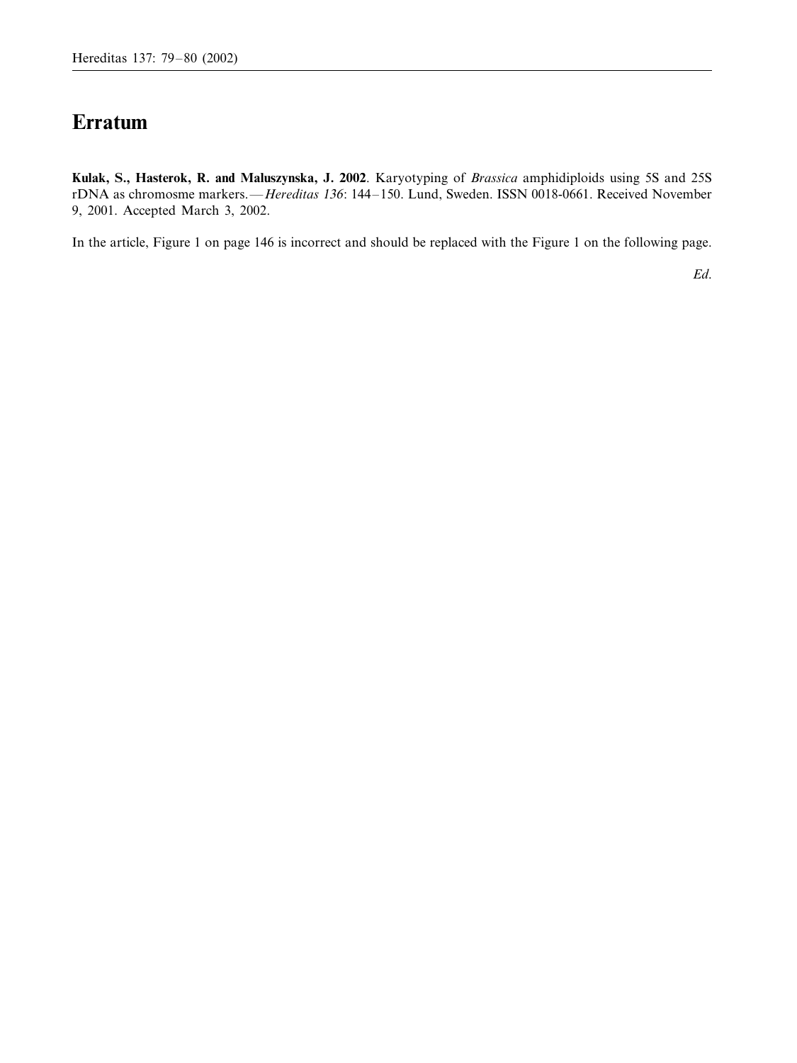# Erratum

**Kulak, S., Hasterok, R. and Maluszynska, J. 2002**. Karyotyping of *Brassica* amphidiploids using 5S and 25S rDNA as chromosme markers.—*Hereditas 136*: 144–150. Lund, Sweden. ISSN 0018-0661. Received November 9, 2001. Accepted March 3, 2002.

In the article, Figure 1 on page 146 is incorrect and should be replaced with the Figure 1 on the following page.

*Ed*.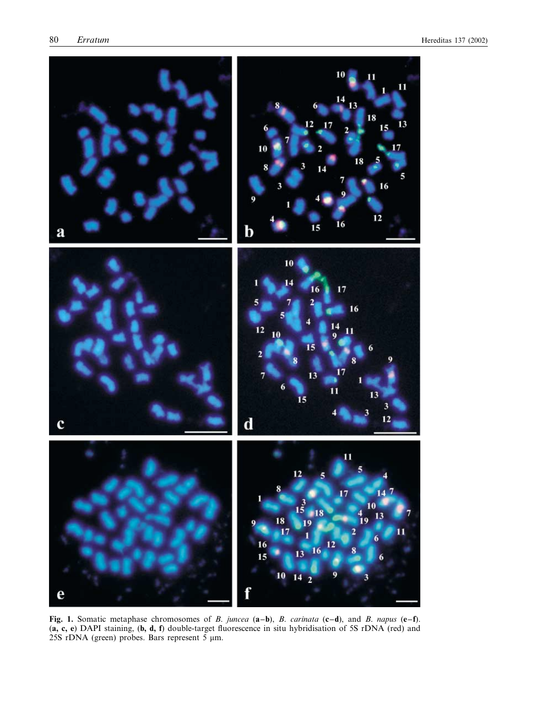**Fig. 1.** Somatic metaphase chromosomes of *B. juncea* (**a–b**), *B. carinata* (**c–d**), and *B. napus* (**e–f**). (**a, c, e**) DAPI staining, (**b, d, f**) double-target fluorescence in situ hybridisation of 5S rDNA (red) and 25S rDNA (green) probes. Bars represent 5 μm.